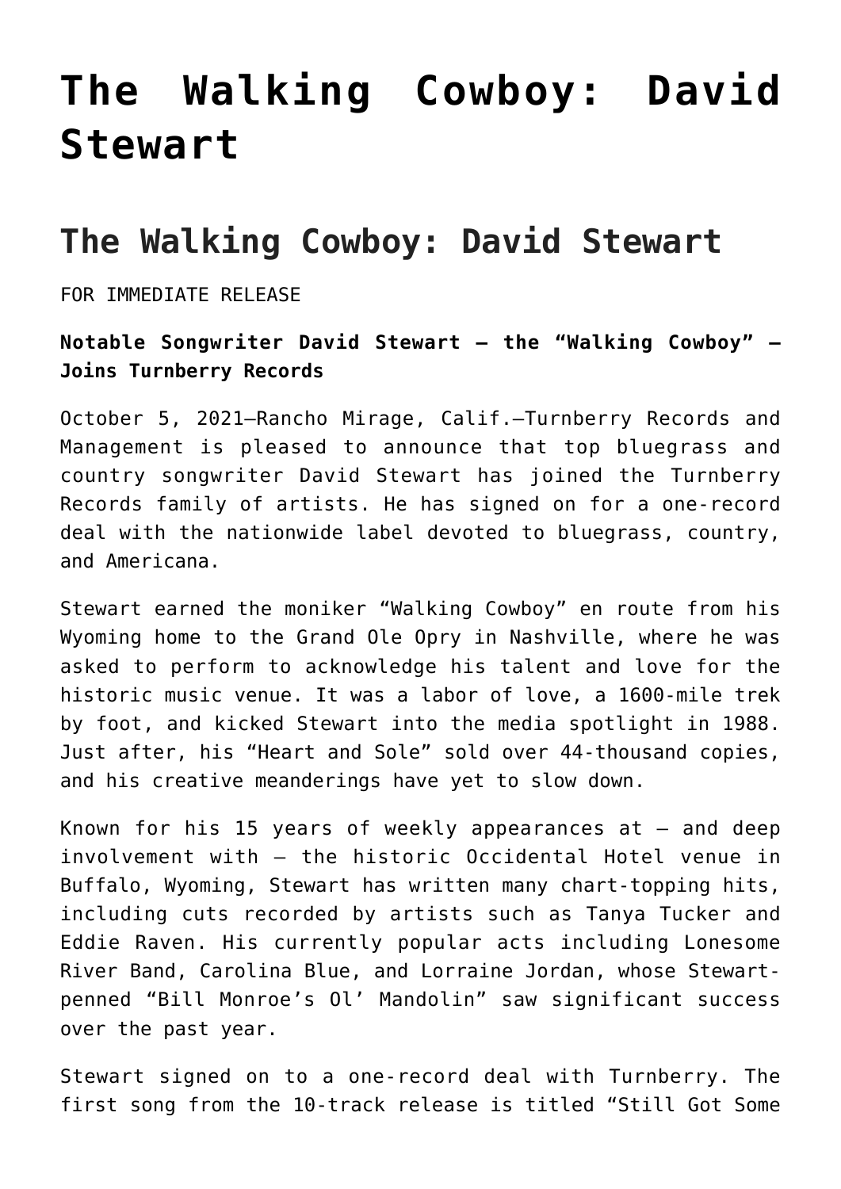# The Walking Cowboy: David Stewart

## The Walking Cowboy: David Stewart

FOR IMMEDIATE RELEASE

**Notable Songwriter David Stewart – the "Walking Cowboy" – Joins Turnberry Records**

October 5, 2021—Rancho Mirage, Calif.—Turnberry Records and Management is pleased to announce that top bluegrass and country songwriter David Stewart has joined the Turnberry Records family of artists. He has signed on for a one-record deal with the nationwide label devoted to bluegrass, country, and Americana.

Stewart earned the moniker "Walking Cowboy" en route from his Wyoming home to the Grand Ole Opry in Nashville, where he was asked to perform to acknowledge his talent and love for the historic music venue. It was a labor of love, a 1600-mile trek by foot, and kicked Stewart into the media spotlight in 1988. Just after, his "Heart and Sole" sold over 44-thousand copies, and his creative meanderings have yet to slow down.

Known for his 15 years of weekly appearances at – and deep involvement with – the historic Occidental Hotel venue in Buffalo, Wyoming, Stewart has written many chart-topping hits, including cuts recorded by artists such as Tanya Tucker and Eddie Raven. His currently popular acts including Lonesome River Band, Carolina Blue, and Lorraine Jordan, whose Stewart-penned "Bill Monroe's Ol' Mandolin" saw significant success over the past year.

Stewart signed on to a one-record deal with Turnberry. The first song from the 10-track release is titled "Still Got Some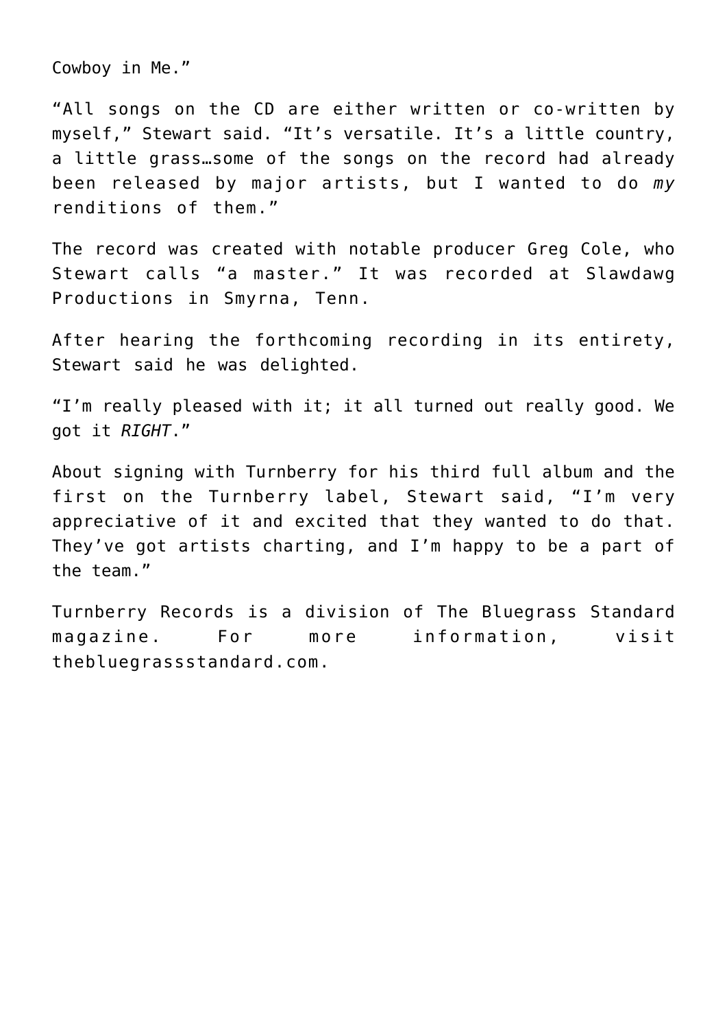Cowboy in Me."

"All songs on the CD are either written or co-written by myself," Stewart said. "It's versatile. It's a little country, a little grass…some of the songs on the record had already been released by major artists, but I wanted to do *my* renditions of them."

The record was created with notable producer Greg Cole, who Stewart calls "a master." It was recorded at Slawdawg Productions in Smyrna, Tenn.

After hearing the forthcoming recording in its entirety, Stewart said he was delighted.

"I'm really pleased with it; it all turned out really good. We got it *RIGHT*."

About signing with Turnberry for his third full album and the first on the Turnberry label, Stewart said, "I'm very appreciative of it and excited that they wanted to do that. They've got artists charting, and I'm happy to be a part of the team."

Turnberry Records is a division of The Bluegrass Standard magazine. For more information, visit thebluegrassstandard.com.